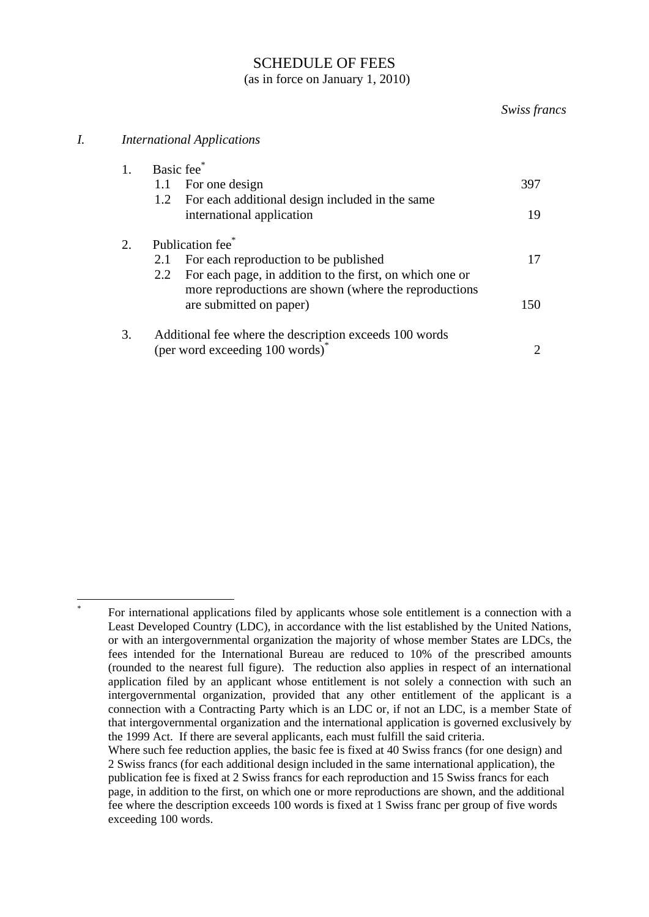# SCHEDULE OF FEES

(as in force on January 1, 2010)

| | | *Swiss francs* |
|---|---|---|
| *I.* | *International Applications* | |
| 1. | Basic fee* | |
| | 1.1 For one design | 397 |
| | 1.2 For each additional design included in the same international application | 19 |
| 2. | Publication fee* | |
| | 2.1 For each reproduction to be published | 17 |
| | 2.2 For each page, in addition to the first, on which one or more reproductions are shown (where the reproductions are submitted on paper) | 150 |
| 3. | Additional fee where the description exceeds 100 words (per word exceeding 100 words)* | 2 |

---

\* For international applications filed by applicants whose sole entitlement is a connection with a Least Developed Country (LDC), in accordance with the list established by the United Nations, or with an intergovernmental organization the majority of whose member States are LDCs, the fees intended for the International Bureau are reduced to 10% of the prescribed amounts (rounded to the nearest full figure). The reduction also applies in respect of an international application filed by an applicant whose entitlement is not solely a connection with such an intergovernmental organization, provided that any other entitlement of the applicant is a connection with a Contracting Party which is an LDC or, if not an LDC, is a member State of that intergovernmental organization and the international application is governed exclusively by the 1999 Act. If there are several applicants, each must fulfill the said criteria.
Where such fee reduction applies, the basic fee is fixed at 40 Swiss francs (for one design) and 2 Swiss francs (for each additional design included in the same international application), the publication fee is fixed at 2 Swiss francs for each reproduction and 15 Swiss francs for each page, in addition to the first, on which one or more reproductions are shown, and the additional fee where the description exceeds 100 words is fixed at 1 Swiss franc per group of five words exceeding 100 words.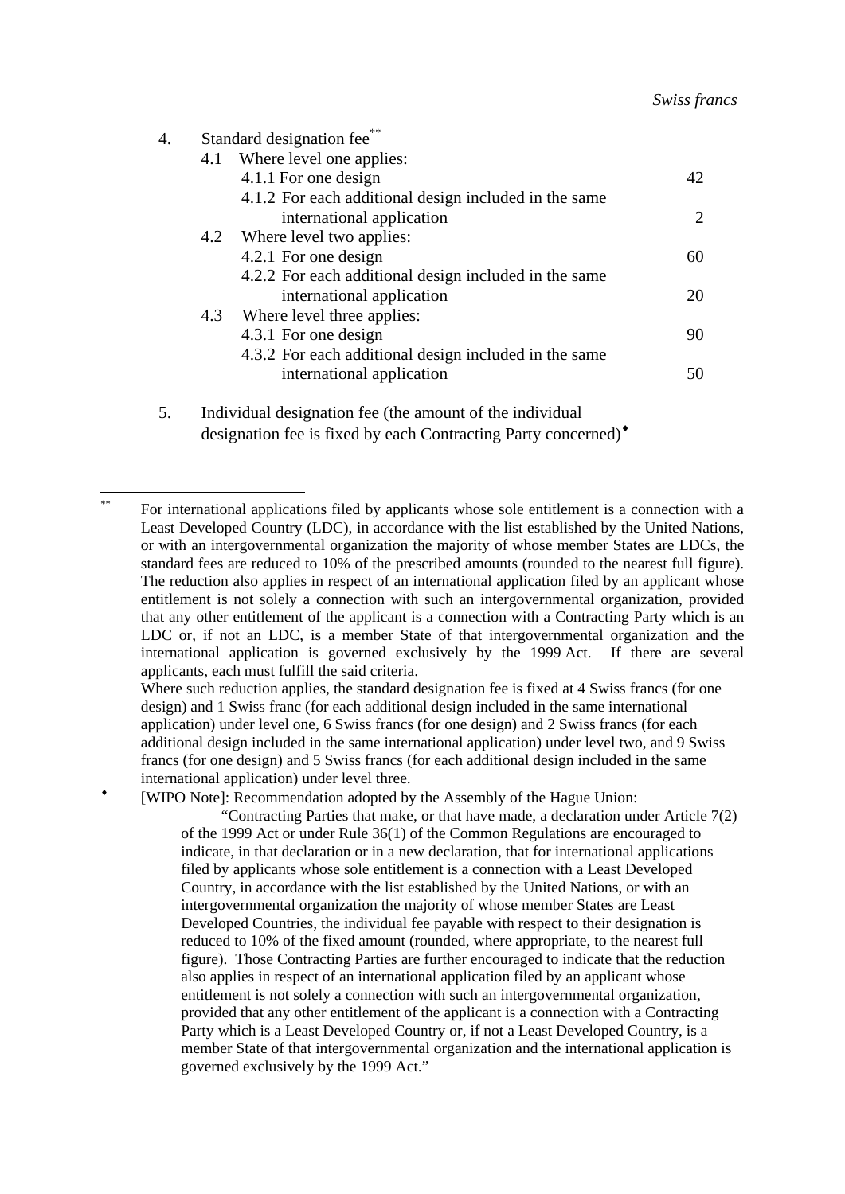*Swiss francs*

| | | |
|---|---|---|
| 4. | Standard designation fee** | |
| | 4.1 Where level one applies: | |
| | 4.1.1 For one design | 42 |
| | 4.1.2 For each additional design included in the same international application | 2 |
| | 4.2 Where level two applies: | |
| | 4.2.1 For one design | 60 |
| | 4.2.2 For each additional design included in the same international application | 20 |
| | 4.3 Where level three applies: | |
| | 4.3.1 For one design | 90 |
| | 4.3.2 For each additional design included in the same international application | 50 |
| 5. | Individual designation fee (the amount of the individual designation fee is fixed by each Contracting Party concerned)♦ | |

---

** For international applications filed by applicants whose sole entitlement is a connection with a Least Developed Country (LDC), in accordance with the list established by the United Nations, or with an intergovernmental organization the majority of whose member States are LDCs, the standard fees are reduced to 10% of the prescribed amounts (rounded to the nearest full figure). The reduction also applies in respect of an international application filed by an applicant whose entitlement is not solely a connection with such an intergovernmental organization, provided that any other entitlement of the applicant is a connection with a Contracting Party which is an LDC or, if not an LDC, is a member State of that intergovernmental organization and the international application is governed exclusively by the 1999 Act. If there are several applicants, each must fulfill the said criteria.
Where such reduction applies, the standard designation fee is fixed at 4 Swiss francs (for one design) and 1 Swiss franc (for each additional design included in the same international application) under level one, 6 Swiss francs (for one design) and 2 Swiss francs (for each additional design included in the same international application) under level two, and 9 Swiss francs (for one design) and 5 Swiss francs (for each additional design included in the same international application) under level three.

♦ [WIPO Note]: Recommendation adopted by the Assembly of the Hague Union:

> "Contracting Parties that make, or that have made, a declaration under Article 7(2) of the 1999 Act or under Rule 36(1) of the Common Regulations are encouraged to indicate, in that declaration or in a new declaration, that for international applications filed by applicants whose sole entitlement is a connection with a Least Developed Country, in accordance with the list established by the United Nations, or with an intergovernmental organization the majority of whose member States are Least Developed Countries, the individual fee payable with respect to their designation is reduced to 10% of the fixed amount (rounded, where appropriate, to the nearest full figure). Those Contracting Parties are further encouraged to indicate that the reduction also applies in respect of an international application filed by an applicant whose entitlement is not solely a connection with such an intergovernmental organization, provided that any other entitlement of the applicant is a connection with a Contracting Party which is a Least Developed Country or, if not a Least Developed Country, is a member State of that intergovernmental organization and the international application is governed exclusively by the 1999 Act."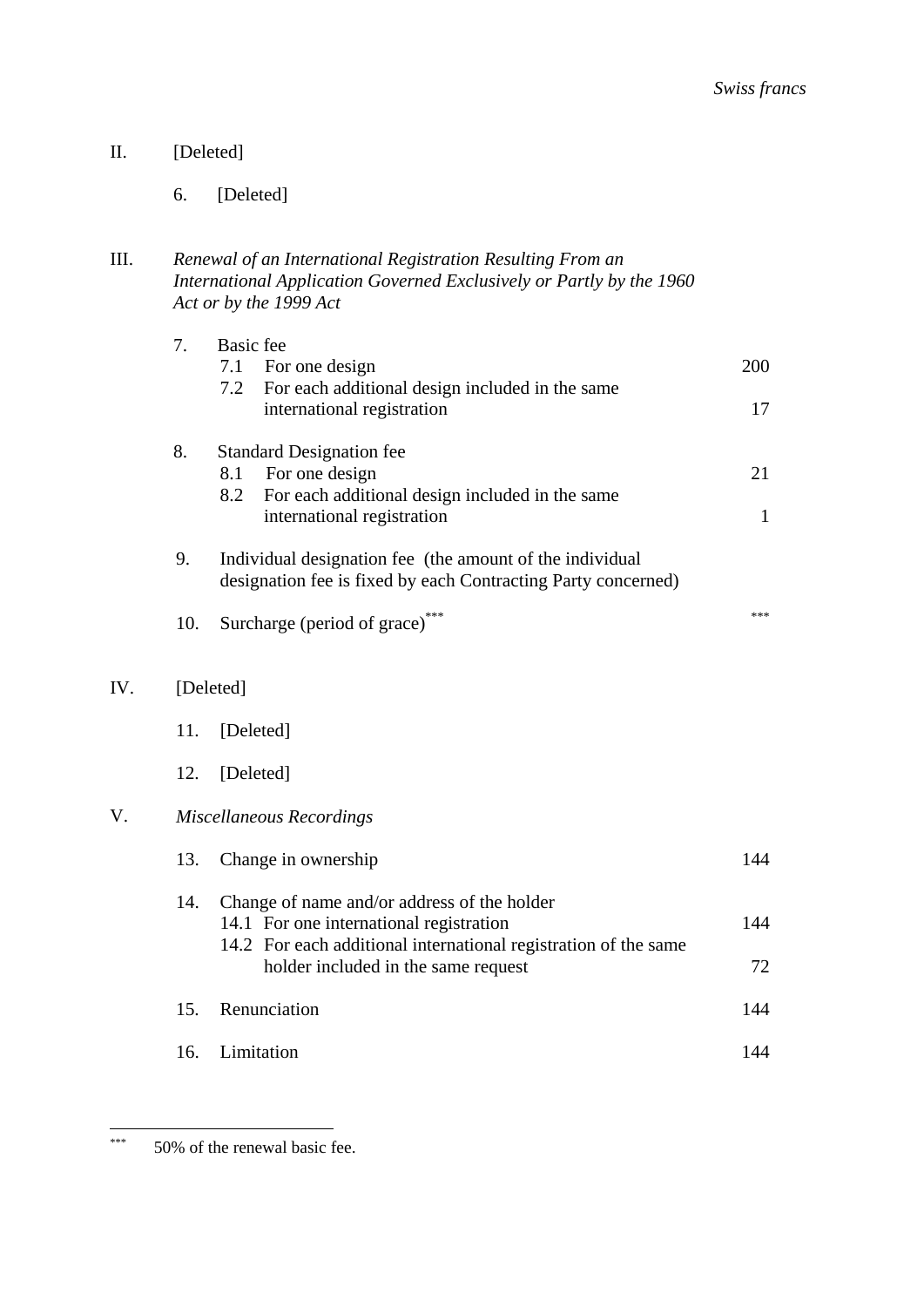*Swiss francs*

| | | | |
|---|---|---|---|
| II. | [Deleted] | | |
| | 6. | [Deleted] | |
| III. | *Renewal of an International Registration Resulting From an International Application Governed Exclusively or Partly by the 1960 Act or by the 1999 Act* | | |
| | 7. | Basic fee | |
| | | 7.1 For one design | 200 |
| | | 7.2 For each additional design included in the same international registration | 17 |
| | 8. | Standard Designation fee | |
| | | 8.1 For one design | 21 |
| | | 8.2 For each additional design included in the same international registration | 1 |
| | 9. | Individual designation fee (the amount of the individual designation fee is fixed by each Contracting Party concerned) | |
| | 10. | Surcharge (period of grace)*** | *** |
| IV. | [Deleted] | | |
| | 11. | [Deleted] | |
| | 12. | [Deleted] | |
| V. | *Miscellaneous Recordings* | | |
| | 13. | Change in ownership | 144 |
| | 14. | Change of name and/or address of the holder | |
| | | 14.1 For one international registration | 144 |
| | | 14.2 For each additional international registration of the same holder included in the same request | 72 |
| | 15. | Renunciation | 144 |
| | 16. | Limitation | 144 |

*** 50% of the renewal basic fee.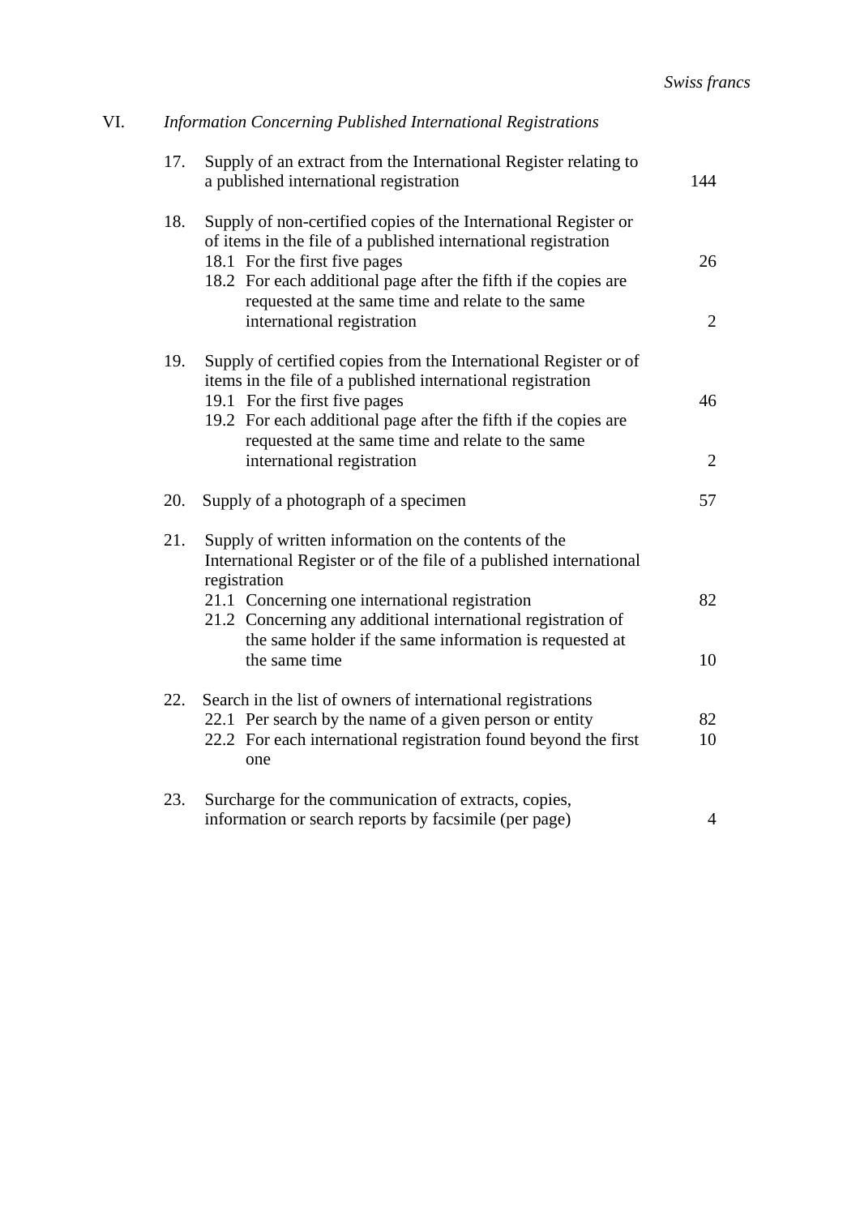| | | Swiss francs |
|---|---|---|
| VI. | *Information Concerning Published International Registrations* | |
| 17. | Supply of an extract from the International Register relating to a published international registration | 144 |
| 18. | Supply of non-certified copies of the International Register or of items in the file of a published international registration | |
| | 18.1 For the first five pages | 26 |
| | 18.2 For each additional page after the fifth if the copies are requested at the same time and relate to the same international registration | 2 |
| 19. | Supply of certified copies from the International Register or of items in the file of a published international registration | |
| | 19.1 For the first five pages | 46 |
| | 19.2 For each additional page after the fifth if the copies are requested at the same time and relate to the same international registration | 2 |
| 20. | Supply of a photograph of a specimen | 57 |
| 21. | Supply of written information on the contents of the International Register or of the file of a published international registration | |
| | 21.1 Concerning one international registration | 82 |
| | 21.2 Concerning any additional international registration of the same holder if the same information is requested at the same time | 10 |
| 22. | Search in the list of owners of international registrations | |
| | 22.1 Per search by the name of a given person or entity | 82 |
| | 22.2 For each international registration found beyond the first one | 10 |
| 23. | Surcharge for the communication of extracts, copies, information or search reports by facsimile (per page) | 4 |